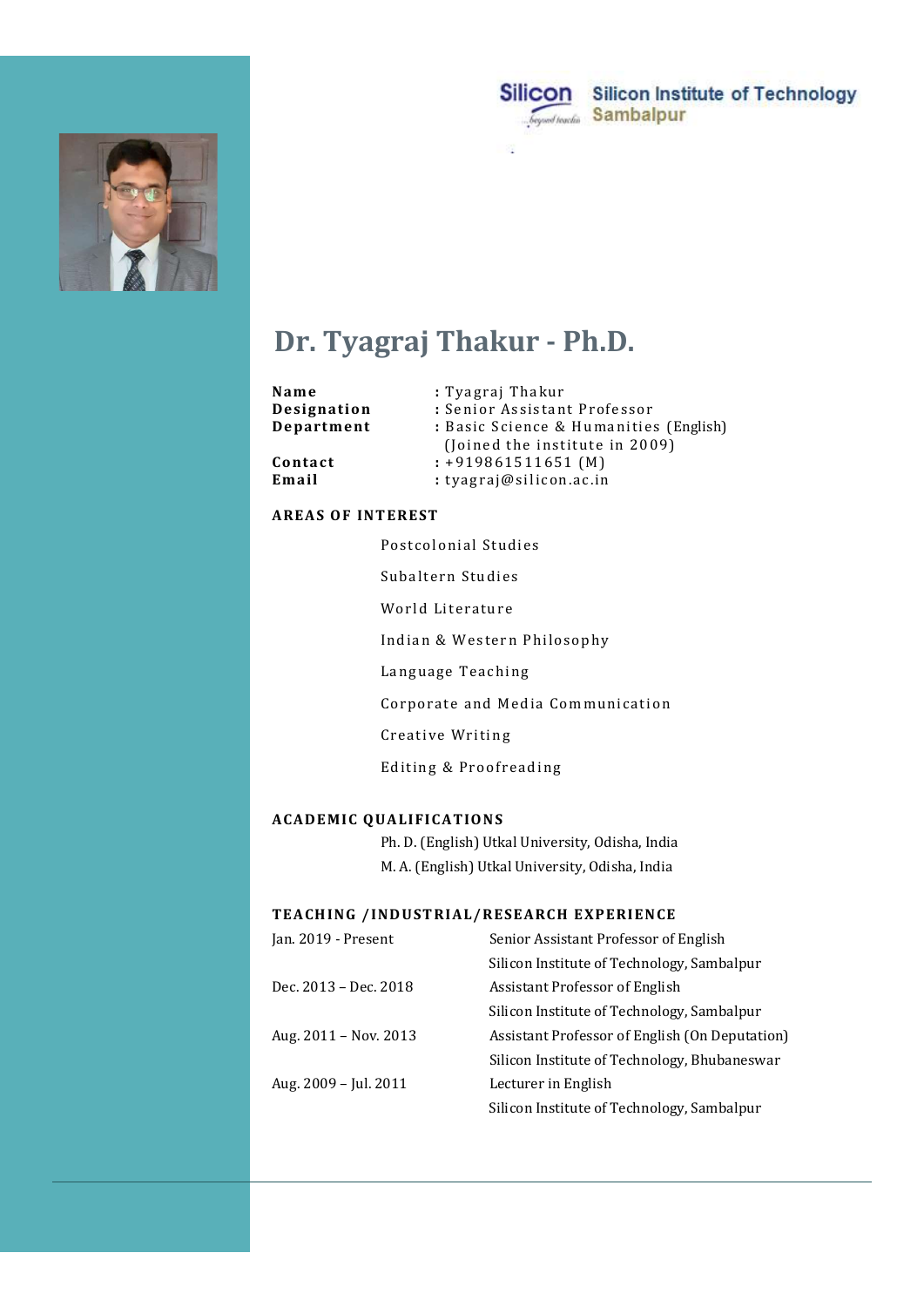Silicon Institute of Technology
Sambalpur

# Dr. Tyagraj Thakur - Ph.D.

| | |
|---|---|
| **Name** | : Tyagraj Thakur |
| **Designation** | : Senior Assistant Professor |
| **Department** | : Basic Science & Humanities (English) (Joined the institute in 2009) |
| **Contact** | : +919861511651 (M) |
| **Email** | : tyagraj@silicon.ac.in |

## AREAS OF INTEREST

- Postcolonial Studies
- Subaltern Studies
- World Literature
- Indian & Western Philosophy
- Language Teaching
- Corporate and Media Communication
- Creative Writing
- Editing & Proofreading

## ACADEMIC QUALIFICATIONS

Ph. D. (English) Utkal University, Odisha, India

M. A. (English) Utkal University, Odisha, India

## TEACHING /INDUSTRIAL/RESEARCH EXPERIENCE

| Period | Position |
|---|---|
| Jan. 2019 - Present | Senior Assistant Professor of English<br>Silicon Institute of Technology, Sambalpur |
| Dec. 2013 – Dec. 2018 | Assistant Professor of English<br>Silicon Institute of Technology, Sambalpur |
| Aug. 2011 – Nov. 2013 | Assistant Professor of English (On Deputation)<br>Silicon Institute of Technology, Bhubaneswar |
| Aug. 2009 – Jul. 2011 | Lecturer in English<br>Silicon Institute of Technology, Sambalpur |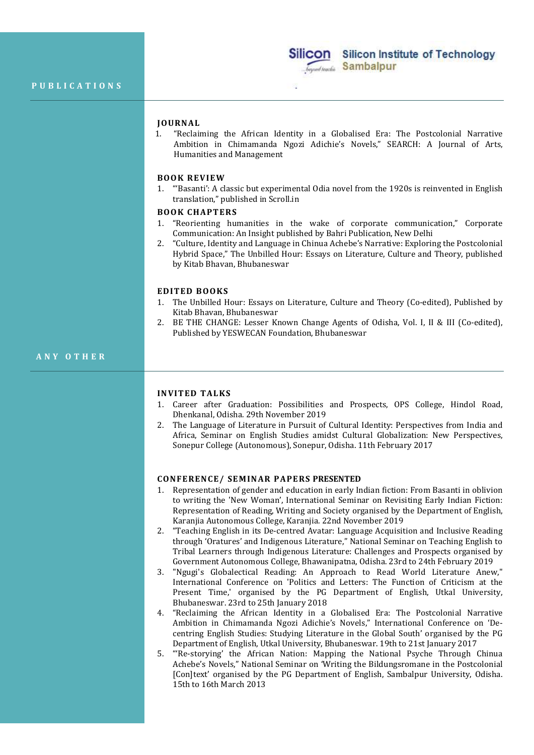## PUBLICATIONS

### JOURNAL

1. "Reclaiming the African Identity in a Globalised Era: The Postcolonial Narrative Ambition in Chimamanda Ngozi Adichie's Novels," SEARCH: A Journal of Arts, Humanities and Management

### BOOK REVIEW

1. "'Basanti': A classic but experimental Odia novel from the 1920s is reinvented in English translation," published in Scroll.in

### BOOK CHAPTERS

1. "Reorienting humanities in the wake of corporate communication," Corporate Communication: An Insight published by Bahri Publication, New Delhi
2. "Culture, Identity and Language in Chinua Achebe's Narrative: Exploring the Postcolonial Hybrid Space," The Unbilled Hour: Essays on Literature, Culture and Theory, published by Kitab Bhavan, Bhubaneswar

### EDITED BOOKS

1. The Unbilled Hour: Essays on Literature, Culture and Theory (Co-edited), Published by Kitab Bhavan, Bhubaneswar
2. BE THE CHANGE: Lesser Known Change Agents of Odisha, Vol. I, II & III (Co-edited), Published by YESWECAN Foundation, Bhubaneswar

## ANY OTHER

### INVITED TALKS

1. Career after Graduation: Possibilities and Prospects, OPS College, Hindol Road, Dhenkanal, Odisha. 29th November 2019
2. The Language of Literature in Pursuit of Cultural Identity: Perspectives from India and Africa, Seminar on English Studies amidst Cultural Globalization: New Perspectives, Sonepur College (Autonomous), Sonepur, Odisha. 11th February 2017

### CONFERENCE/ SEMINAR PAPERS PRESENTED

1. Representation of gender and education in early Indian fiction: From Basanti in oblivion to writing the 'New Woman', International Seminar on Revisiting Early Indian Fiction: Representation of Reading, Writing and Society organised by the Department of English, Karanjia Autonomous College, Karanjia. 22nd November 2019
2. "Teaching English in its De-centred Avatar: Language Acquisition and Inclusive Reading through 'Oratures' and Indigenous Literature," National Seminar on Teaching English to Tribal Learners through Indigenous Literature: Challenges and Prospects organised by Government Autonomous College, Bhawanipatna, Odisha. 23rd to 24th February 2019
3. "Ngugi's Globalectical Reading: An Approach to Read World Literature Anew," International Conference on 'Politics and Letters: The Function of Criticism at the Present Time,' organised by the PG Department of English, Utkal University, Bhubaneswar. 23rd to 25th January 2018
4. "Reclaiming the African Identity in a Globalised Era: The Postcolonial Narrative Ambition in Chimamanda Ngozi Adichie's Novels," International Conference on 'De-centring English Studies: Studying Literature in the Global South' organised by the PG Department of English, Utkal University, Bhubaneswar. 19th to 21st January 2017
5. "'Re-storying' the African Nation: Mapping the National Psyche Through Chinua Achebe's Novels," National Seminar on 'Writing the Bildungsromane in the Postcolonial [Con]text' organised by the PG Department of English, Sambalpur University, Odisha. 15th to 16th March 2013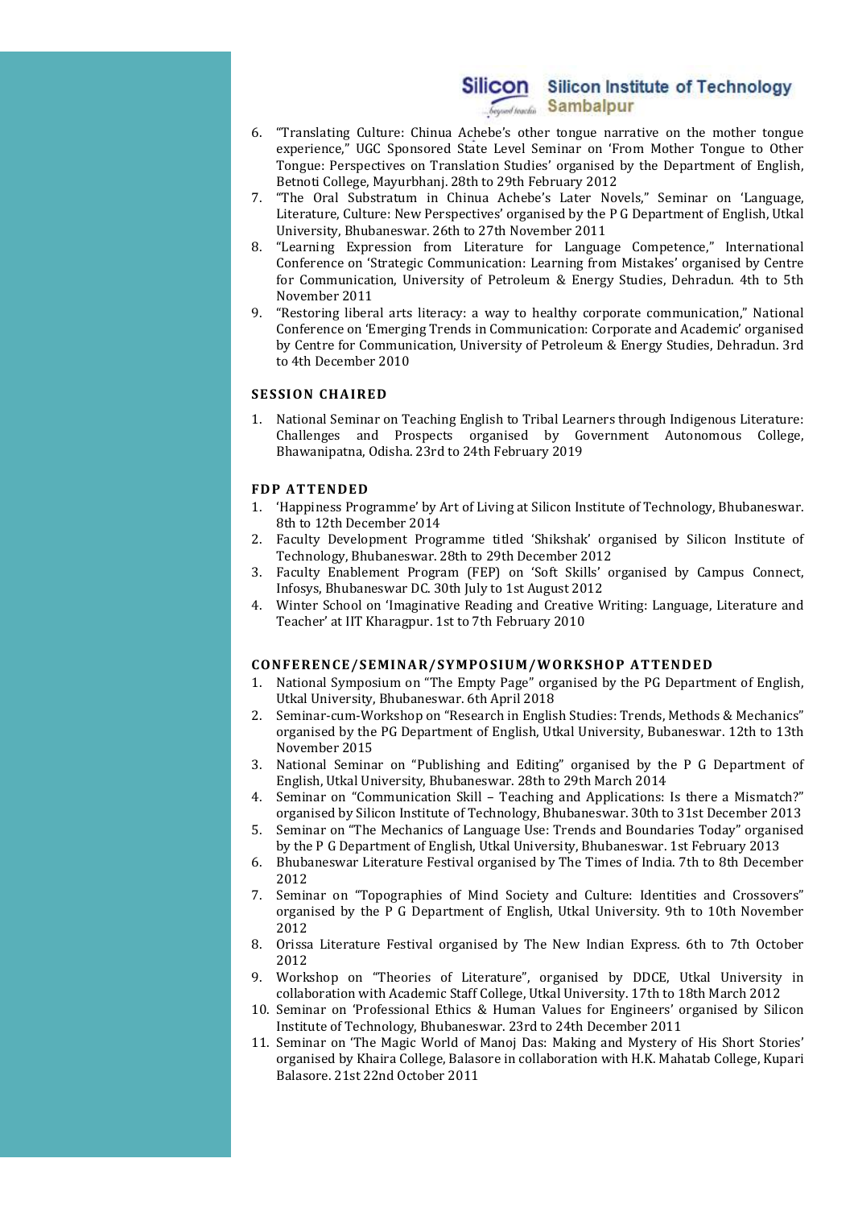6. "Translating Culture: Chinua Achebe's other tongue narrative on the mother tongue experience," UGC Sponsored State Level Seminar on 'From Mother Tongue to Other Tongue: Perspectives on Translation Studies' organised by the Department of English, Betnoti College, Mayurbhanj. 28th to 29th February 2012
7. "The Oral Substratum in Chinua Achebe's Later Novels," Seminar on 'Language, Literature, Culture: New Perspectives' organised by the P G Department of English, Utkal University, Bhubaneswar. 26th to 27th November 2011
8. "Learning Expression from Literature for Language Competence," International Conference on 'Strategic Communication: Learning from Mistakes' organised by Centre for Communication, University of Petroleum & Energy Studies, Dehradun. 4th to 5th November 2011
9. "Restoring liberal arts literacy: a way to healthy corporate communication," National Conference on 'Emerging Trends in Communication: Corporate and Academic' organised by Centre for Communication, University of Petroleum & Energy Studies, Dehradun. 3rd to 4th December 2010

## SESSION CHAIRED

1. National Seminar on Teaching English to Tribal Learners through Indigenous Literature: Challenges and Prospects organised by Government Autonomous College, Bhawanipatna, Odisha. 23rd to 24th February 2019

## FDP ATTENDED

1. 'Happiness Programme' by Art of Living at Silicon Institute of Technology, Bhubaneswar. 8th to 12th December 2014
2. Faculty Development Programme titled 'Shikshak' organised by Silicon Institute of Technology, Bhubaneswar. 28th to 29th December 2012
3. Faculty Enablement Program (FEP) on 'Soft Skills' organised by Campus Connect, Infosys, Bhubaneswar DC. 30th July to 1st August 2012
4. Winter School on 'Imaginative Reading and Creative Writing: Language, Literature and Teacher' at IIT Kharagpur. 1st to 7th February 2010

## CONFERENCE/SEMINAR/SYMPOSIUM/WORKSHOP ATTENDED

1. National Symposium on "The Empty Page" organised by the PG Department of English, Utkal University, Bhubaneswar. 6th April 2018
2. Seminar-cum-Workshop on "Research in English Studies: Trends, Methods & Mechanics" organised by the PG Department of English, Utkal University, Bubaneswar. 12th to 13th November 2015
3. National Seminar on "Publishing and Editing" organised by the P G Department of English, Utkal University, Bhubaneswar. 28th to 29th March 2014
4. Seminar on "Communication Skill – Teaching and Applications: Is there a Mismatch?" organised by Silicon Institute of Technology, Bhubaneswar. 30th to 31st December 2013
5. Seminar on "The Mechanics of Language Use: Trends and Boundaries Today" organised by the P G Department of English, Utkal University, Bhubaneswar. 1st February 2013
6. Bhubaneswar Literature Festival organised by The Times of India. 7th to 8th December 2012
7. Seminar on "Topographies of Mind Society and Culture: Identities and Crossovers" organised by the P G Department of English, Utkal University. 9th to 10th November 2012
8. Orissa Literature Festival organised by The New Indian Express. 6th to 7th October 2012
9. Workshop on "Theories of Literature", organised by DDCE, Utkal University in collaboration with Academic Staff College, Utkal University. 17th to 18th March 2012
10. Seminar on 'Professional Ethics & Human Values for Engineers' organised by Silicon Institute of Technology, Bhubaneswar. 23rd to 24th December 2011
11. Seminar on 'The Magic World of Manoj Das: Making and Mystery of His Short Stories' organised by Khaira College, Balasore in collaboration with H.K. Mahatab College, Kupari Balasore. 21st 22nd October 2011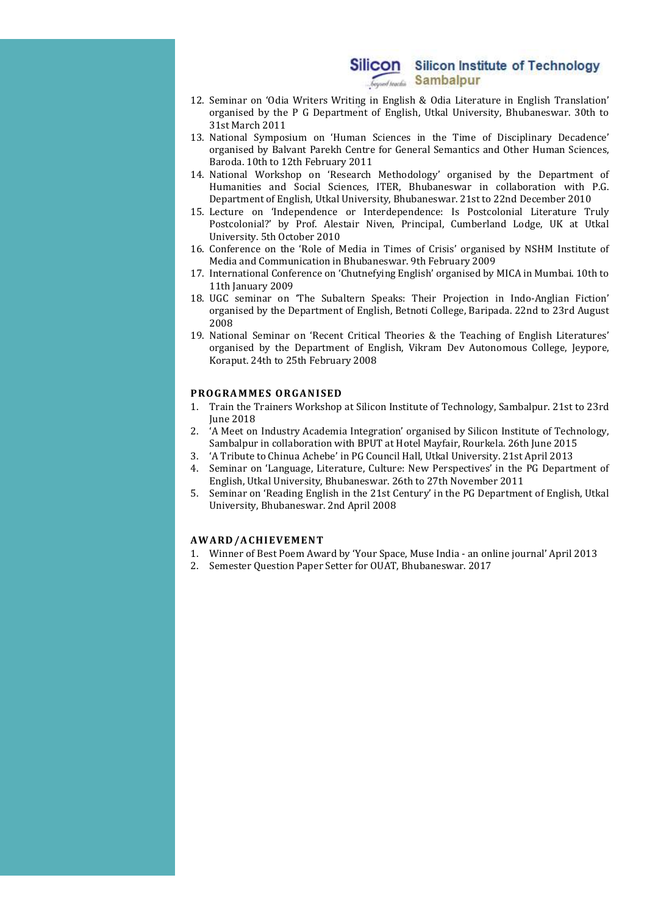12. Seminar on 'Odia Writers Writing in English & Odia Literature in English Translation' organised by the P G Department of English, Utkal University, Bhubaneswar. 30th to 31st March 2011
13. National Symposium on 'Human Sciences in the Time of Disciplinary Decadence' organised by Balvant Parekh Centre for General Semantics and Other Human Sciences, Baroda. 10th to 12th February 2011
14. National Workshop on 'Research Methodology' organised by the Department of Humanities and Social Sciences, ITER, Bhubaneswar in collaboration with P.G. Department of English, Utkal University, Bhubaneswar. 21st to 22nd December 2010
15. Lecture on 'Independence or Interdependence: Is Postcolonial Literature Truly Postcolonial?' by Prof. Alestair Niven, Principal, Cumberland Lodge, UK at Utkal University. 5th October 2010
16. Conference on the 'Role of Media in Times of Crisis' organised by NSHM Institute of Media and Communication in Bhubaneswar. 9th February 2009
17. International Conference on 'Chutnefying English' organised by MICA in Mumbai. 10th to 11th January 2009
18. UGC seminar on 'The Subaltern Speaks: Their Projection in Indo-Anglian Fiction' organised by the Department of English, Betnoti College, Baripada. 22nd to 23rd August 2008
19. National Seminar on 'Recent Critical Theories & the Teaching of English Literatures' organised by the Department of English, Vikram Dev Autonomous College, Jeypore, Koraput. 24th to 25th February 2008

## PROGRAMMES ORGANISED

1. Train the Trainers Workshop at Silicon Institute of Technology, Sambalpur. 21st to 23rd June 2018
2. 'A Meet on Industry Academia Integration' organised by Silicon Institute of Technology, Sambalpur in collaboration with BPUT at Hotel Mayfair, Rourkela. 26th June 2015
3. 'A Tribute to Chinua Achebe' in PG Council Hall, Utkal University. 21st April 2013
4. Seminar on 'Language, Literature, Culture: New Perspectives' in the PG Department of English, Utkal University, Bhubaneswar. 26th to 27th November 2011
5. Seminar on 'Reading English in the 21st Century' in the PG Department of English, Utkal University, Bhubaneswar. 2nd April 2008

## AWARD/ACHIEVEMENT

1. Winner of Best Poem Award by 'Your Space, Muse India - an online journal' April 2013
2. Semester Question Paper Setter for OUAT, Bhubaneswar. 2017